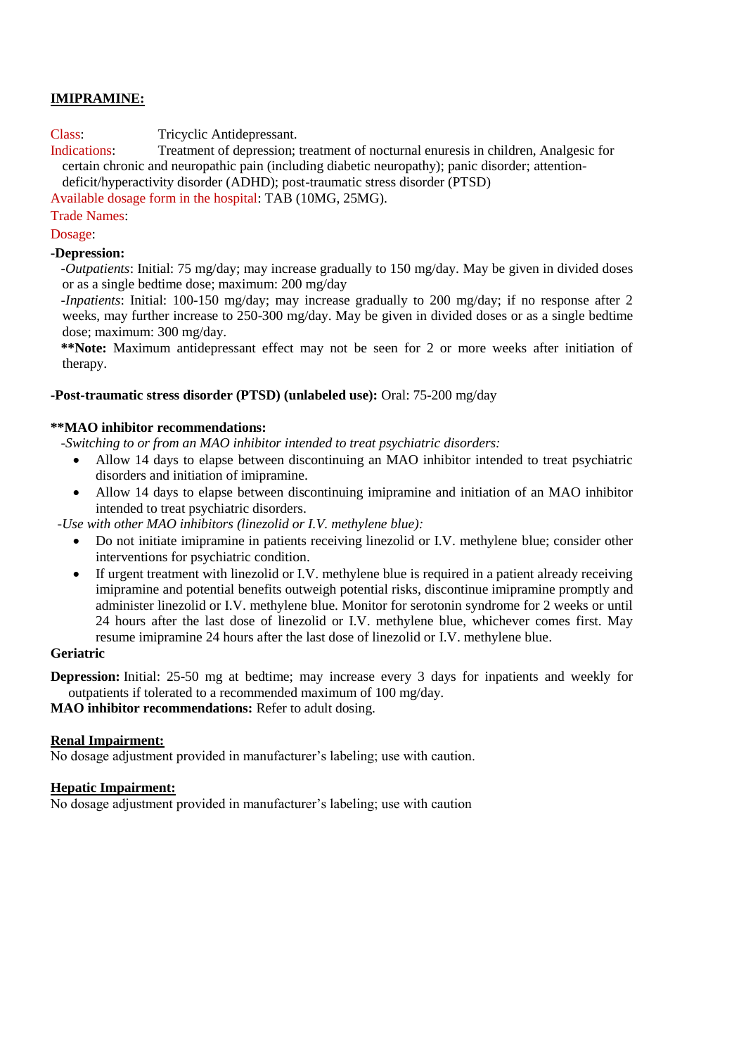## **IMIPRAMINE:**

Class: Tricyclic Antidepressant.

Indications: Treatment of depression; treatment of nocturnal enuresis in children, Analgesic for certain chronic and neuropathic pain (including diabetic neuropathy); panic disorder; attention-deficit/hyperactivity disorder (ADHD); post-traumatic stress disorder (PTSD)

Available dosage form in the hospital: TAB (10MG, 25MG).

Trade Names:

Dosage:

**-Depression:**

-*Outpatients*: Initial: 75 mg/day; may increase gradually to 150 mg/day. May be given in divided doses or as a single bedtime dose; maximum: 200 mg/day

-*Inpatients*: Initial: 100-150 mg/day; may increase gradually to 200 mg/day; if no response after 2 weeks, may further increase to 250-300 mg/day. May be given in divided doses or as a single bedtime dose; maximum: 300 mg/day.

**\*\*Note:** Maximum antidepressant effect may not be seen for 2 or more weeks after initiation of therapy.

**-Post-traumatic stress disorder (PTSD) (unlabeled use):** Oral: 75-200 mg/day

**\*\*MAO inhibitor recommendations:**

*-Switching to or from an MAO inhibitor intended to treat psychiatric disorders:*

- Allow 14 days to elapse between discontinuing an MAO inhibitor intended to treat psychiatric disorders and initiation of imipramine.
- Allow 14 days to elapse between discontinuing imipramine and initiation of an MAO inhibitor intended to treat psychiatric disorders.

*-Use with other MAO inhibitors (linezolid or I.V. methylene blue):*

- Do not initiate imipramine in patients receiving linezolid or I.V. methylene blue; consider other interventions for psychiatric condition.
- If urgent treatment with linezolid or I.V. methylene blue is required in a patient already receiving imipramine and potential benefits outweigh potential risks, discontinue imipramine promptly and administer linezolid or I.V. methylene blue. Monitor for serotonin syndrome for 2 weeks or until 24 hours after the last dose of linezolid or I.V. methylene blue, whichever comes first. May resume imipramine 24 hours after the last dose of linezolid or I.V. methylene blue.

**Geriatric**

**Depression:** Initial: 25-50 mg at bedtime; may increase every 3 days for inpatients and weekly for outpatients if tolerated to a recommended maximum of 100 mg/day.

**MAO inhibitor recommendations:** Refer to adult dosing.

**Renal Impairment:**

No dosage adjustment provided in manufacturer's labeling; use with caution.

**Hepatic Impairment:**

No dosage adjustment provided in manufacturer's labeling; use with caution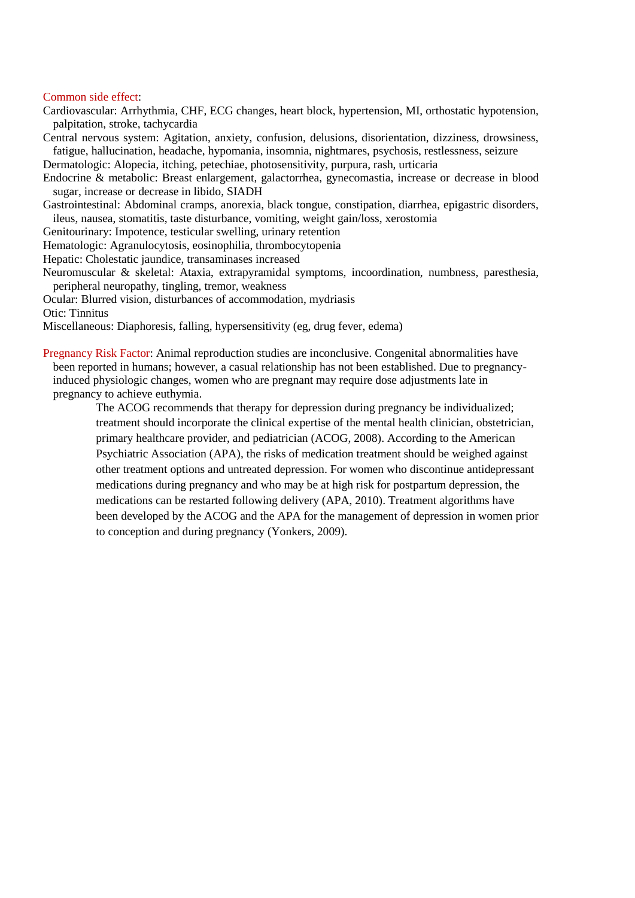Common side effect:

Cardiovascular: Arrhythmia, CHF, ECG changes, heart block, hypertension, MI, orthostatic hypotension, palpitation, stroke, tachycardia

Central nervous system: Agitation, anxiety, confusion, delusions, disorientation, dizziness, drowsiness, fatigue, hallucination, headache, hypomania, insomnia, nightmares, psychosis, restlessness, seizure

Dermatologic: Alopecia, itching, petechiae, photosensitivity, purpura, rash, urticaria

Endocrine & metabolic: Breast enlargement, galactorrhea, gynecomastia, increase or decrease in blood sugar, increase or decrease in libido, SIADH

Gastrointestinal: Abdominal cramps, anorexia, black tongue, constipation, diarrhea, epigastric disorders, ileus, nausea, stomatitis, taste disturbance, vomiting, weight gain/loss, xerostomia

Genitourinary: Impotence, testicular swelling, urinary retention

Hematologic: Agranulocytosis, eosinophilia, thrombocytopenia

Hepatic: Cholestatic jaundice, transaminases increased

Neuromuscular & skeletal: Ataxia, extrapyramidal symptoms, incoordination, numbness, paresthesia, peripheral neuropathy, tingling, tremor, weakness

Ocular: Blurred vision, disturbances of accommodation, mydriasis

Otic: Tinnitus

Miscellaneous: Diaphoresis, falling, hypersensitivity (eg, drug fever, edema)

Pregnancy Risk Factor: Animal reproduction studies are inconclusive. Congenital abnormalities have been reported in humans; however, a casual relationship has not been established. Due to pregnancy-induced physiologic changes, women who are pregnant may require dose adjustments late in pregnancy to achieve euthymia.

The ACOG recommends that therapy for depression during pregnancy be individualized; treatment should incorporate the clinical expertise of the mental health clinician, obstetrician, primary healthcare provider, and pediatrician (ACOG, 2008). According to the American Psychiatric Association (APA), the risks of medication treatment should be weighed against other treatment options and untreated depression. For women who discontinue antidepressant medications during pregnancy and who may be at high risk for postpartum depression, the medications can be restarted following delivery (APA, 2010). Treatment algorithms have been developed by the ACOG and the APA for the management of depression in women prior to conception and during pregnancy (Yonkers, 2009).